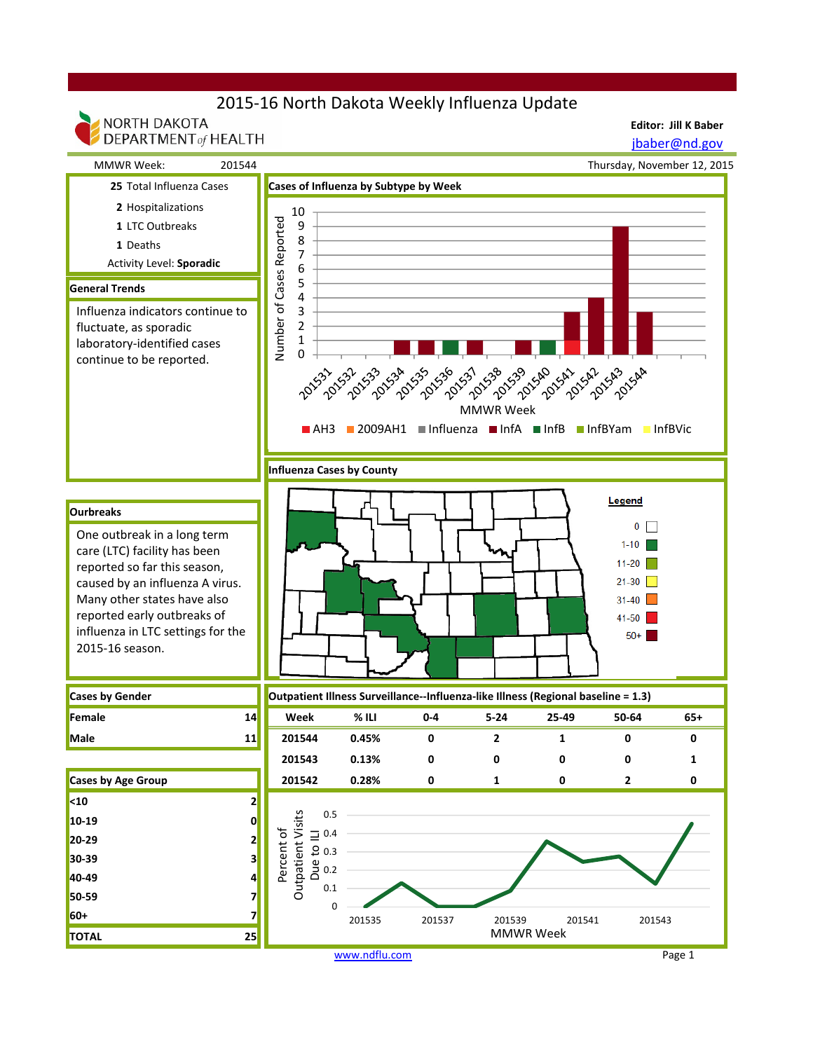# 2015-16 North Dakota Weekly Influenza Update

NORTH DAKOTA DEPARTMENT of HEALTH

**Editor: Jill K Baber**
jbaber@nd.gov

MMWR Week: 201544

Thursday, November 12, 2015

**25** Total Influenza Cases
**2** Hospitalizations
**1** LTC Outbreaks
**1** Deaths
Activity Level: **Sporadic**

## General Trends

Influenza indicators continue to fluctuate, as sporadic laboratory-identified cases continue to be reported.

## Ourbreaks

One outbreak in a long term care (LTC) facility has been reported so far this season, caused by an influenza A virus. Many other states have also reported early outbreaks of influenza in LTC settings for the 2015-16 season.

## Cases of Influenza by Subtype by Week

Number of Cases Reported by MMWR Week (201531–201544)

Legend: AH3, 2009AH1, Influenza, InfA, InfB, InfBYam, InfBVic

## Influenza Cases by County

Legend: 0, 1-10, 11-20, 21-30, 31-40, 41-50, 50+

## Cases by Gender

| | |
|---|---|
| Female | 14 |
| Male | 11 |

## Cases by Age Group

| | |
|---|---|
| <10 | 2 |
| 10-19 | 0 |
| 20-29 | 2 |
| 30-39 | 3 |
| 40-49 | 4 |
| 50-59 | 7 |
| 60+ | 7 |
| TOTAL | 25 |

## Outpatient Illness Surveillance--Influenza-like Illness (Regional baseline = 1.3)

| Week | % ILI | 0-4 | 5-24 | 25-49 | 50-64 | 65+ |
|---|---|---|---|---|---|---|
| 201544 | 0.45% | 0 | 2 | 1 | 0 | 0 |
| 201543 | 0.13% | 0 | 0 | 0 | 0 | 1 |
| 201542 | 0.28% | 0 | 1 | 0 | 2 | 0 |

Percent of Outpatient Visits Due to ILI by MMWR Week

www.ndflu.com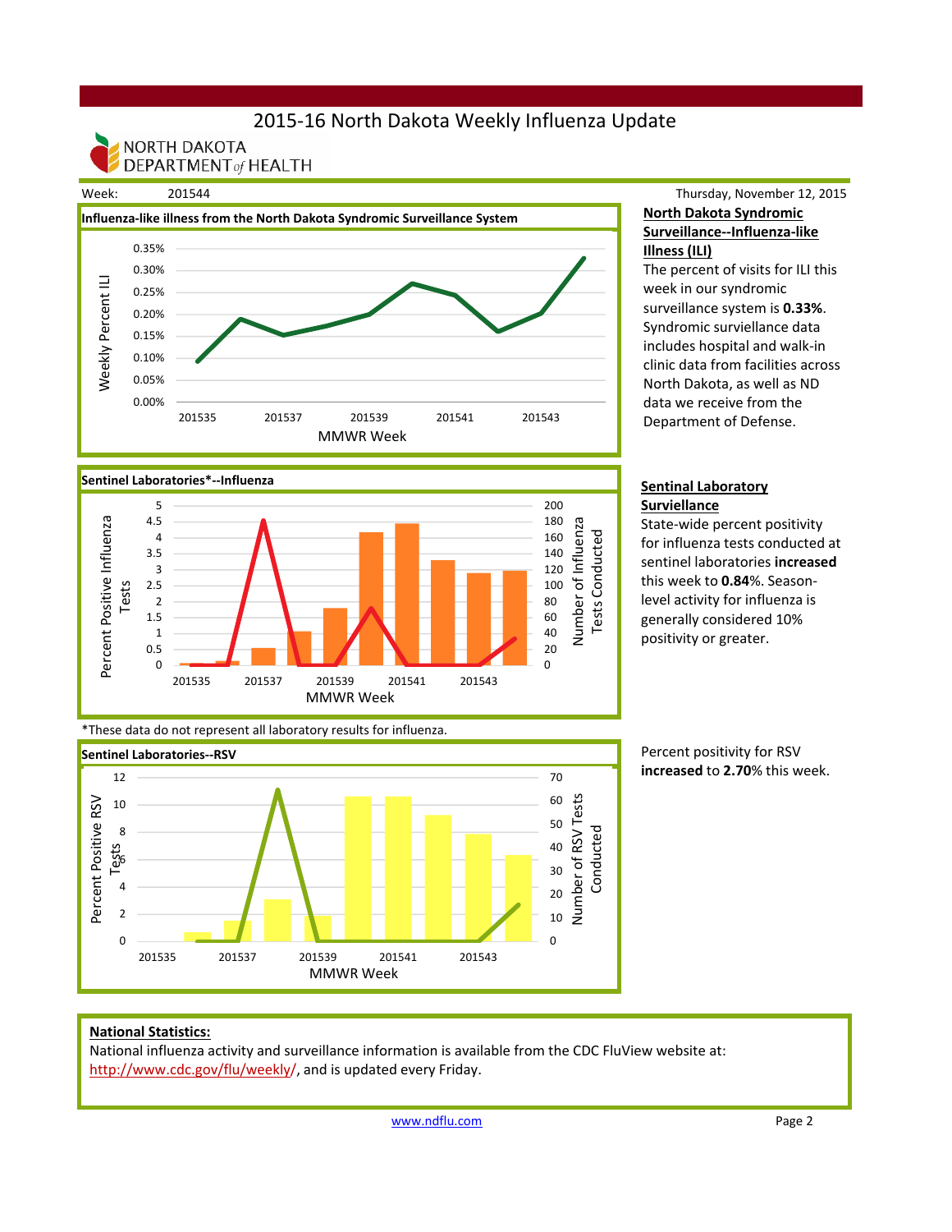# 2015-16 North Dakota Weekly Influenza Update

NORTH DAKOTA DEPARTMENT *of* HEALTH

Week: 201544

Thursday, November 12, 2015

**Influenza-like illness from the North Dakota Syndromic Surveillance System**

Weekly Percent ILI

0.35%
0.30%
0.25%
0.20%
0.15%
0.10%
0.05%
0.00%

201535 201537 201539 201541 201543

MMWR Week

## North Dakota Syndromic Surveillance--Influenza-like Illness (ILI)

The percent of visits for ILI this week in our syndromic surveillance system is **0.33%**. Syndromic surviellance data includes hospital and walk-in clinic data from facilities across North Dakota, as well as ND data we receive from the Department of Defense.

**Sentinel Laboratories*--Influenza**

Percent Positive Influenza Tests

5
4.5
4
3.5
3
2.5
2
1.5
1
0.5
0

Number of Influenza Tests Conducted

200
180
160
140
120
100
80
60
40
20
0

201535 201537 201539 201541 201543

MMWR Week

## Sentinal Laboratory Surviellance

State-wide percent positivity for influenza tests conducted at sentinel laboratories **increased** this week to **0.84**%. Season-level activity for influenza is generally considered 10% positivity or greater.

*These data do not represent all laboratory results for influenza.

**Sentinel Laboratories--RSV**

Percent Positive RSV Tests

12
10
8
6
4
2
0

Number of RSV Tests Conducted

70
60
50
40
30
20
10
0

201535 201537 201539 201541 201543

MMWR Week

Percent positivity for RSV **increased** to **2.70**% this week.

## National Statistics:

National influenza activity and surveillance information is available from the CDC FluView website at: http://www.cdc.gov/flu/weekly/, and is updated every Friday.

www.ndflu.com